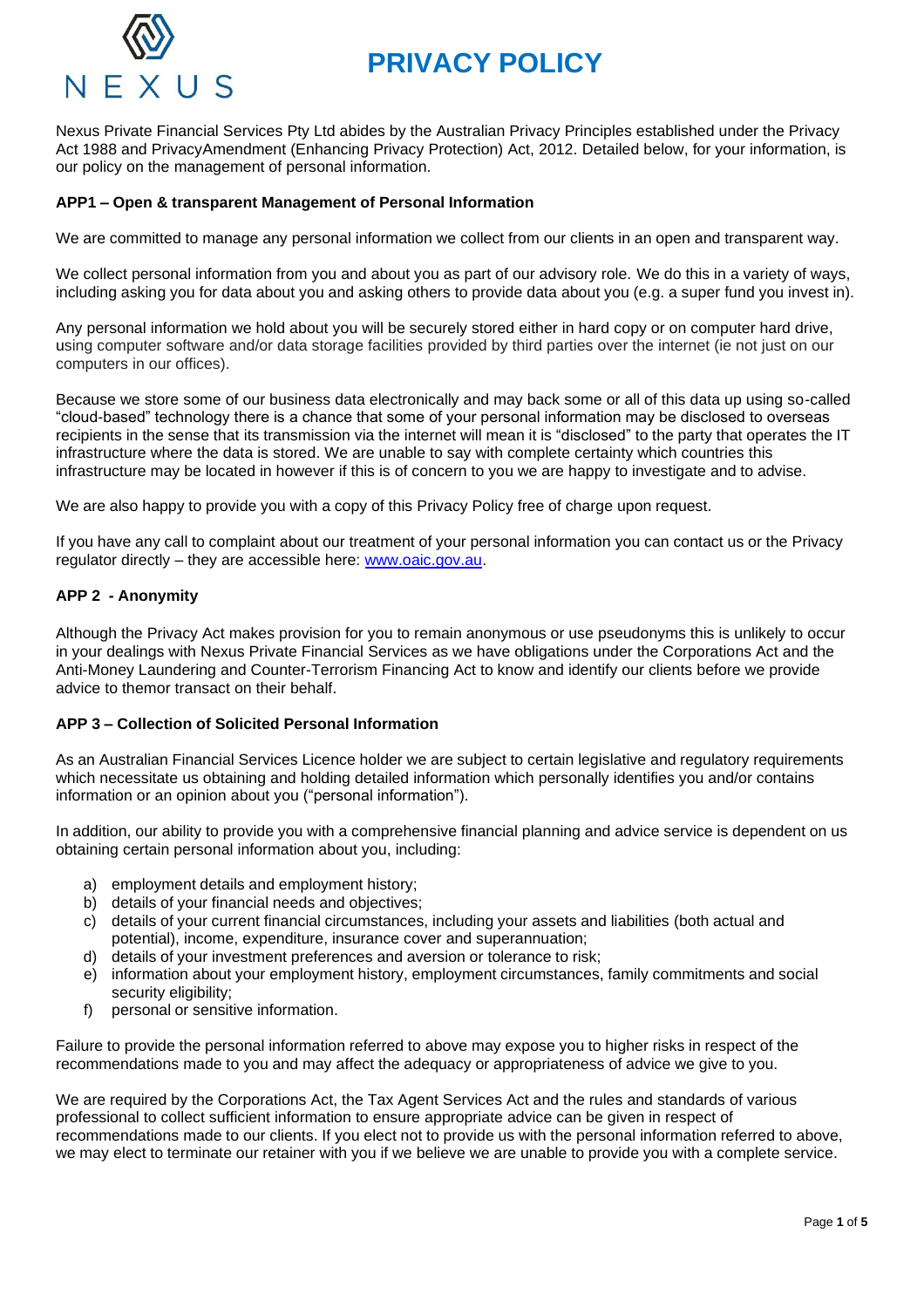# PRIVACY POLICY

Nexus Private Financial Services Pty Ltd abides by the Australian Privacy Principles established under the Privacy Act 1988 and PrivacyAmendment (Enhancing Privacy Protection) Act, 2012. Detailed below, for your information, is our policy on the management of personal information.

**APP1 – Open & transparent Management of Personal Information**

We are committed to manage any personal information we collect from our clients in an open and transparent way.

We collect personal information from you and about you as part of our advisory role. We do this in a variety of ways, including asking you for data about you and asking others to provide data about you (e.g. a super fund you invest in).

Any personal information we hold about you will be securely stored either in hard copy or on computer hard drive, using computer software and/or data storage facilities provided by third parties over the internet (ie not just on our computers in our offices).

Because we store some of our business data electronically and may back some or all of this data up using so-called "cloud-based" technology there is a chance that some of your personal information may be disclosed to overseas recipients in the sense that its transmission via the internet will mean it is "disclosed" to the party that operates the IT infrastructure where the data is stored. We are unable to say with complete certainty which countries this infrastructure may be located in however if this is of concern to you we are happy to investigate and to advise.

We are also happy to provide you with a copy of this Privacy Policy free of charge upon request.

If you have any call to complaint about our treatment of your personal information you can contact us or the Privacy regulator directly – they are accessible here: www.oaic.gov.au.

**APP 2 - Anonymity**

Although the Privacy Act makes provision for you to remain anonymous or use pseudonyms this is unlikely to occur in your dealings with Nexus Private Financial Services as we have obligations under the Corporations Act and the Anti-Money Laundering and Counter-Terrorism Financing Act to know and identify our clients before we provide advice to themor transact on their behalf.

**APP 3 – Collection of Solicited Personal Information**

As an Australian Financial Services Licence holder we are subject to certain legislative and regulatory requirements which necessitate us obtaining and holding detailed information which personally identifies you and/or contains information or an opinion about you ("personal information").

In addition, our ability to provide you with a comprehensive financial planning and advice service is dependent on us obtaining certain personal information about you, including:

a) employment details and employment history;
b) details of your financial needs and objectives;
c) details of your current financial circumstances, including your assets and liabilities (both actual and potential), income, expenditure, insurance cover and superannuation;
d) details of your investment preferences and aversion or tolerance to risk;
e) information about your employment history, employment circumstances, family commitments and social security eligibility;
f) personal or sensitive information.

Failure to provide the personal information referred to above may expose you to higher risks in respect of the recommendations made to you and may affect the adequacy or appropriateness of advice we give to you.

We are required by the Corporations Act, the Tax Agent Services Act and the rules and standards of various professional to collect sufficient information to ensure appropriate advice can be given in respect of recommendations made to our clients. If you elect not to provide us with the personal information referred to above, we may elect to terminate our retainer with you if we believe we are unable to provide you with a complete service.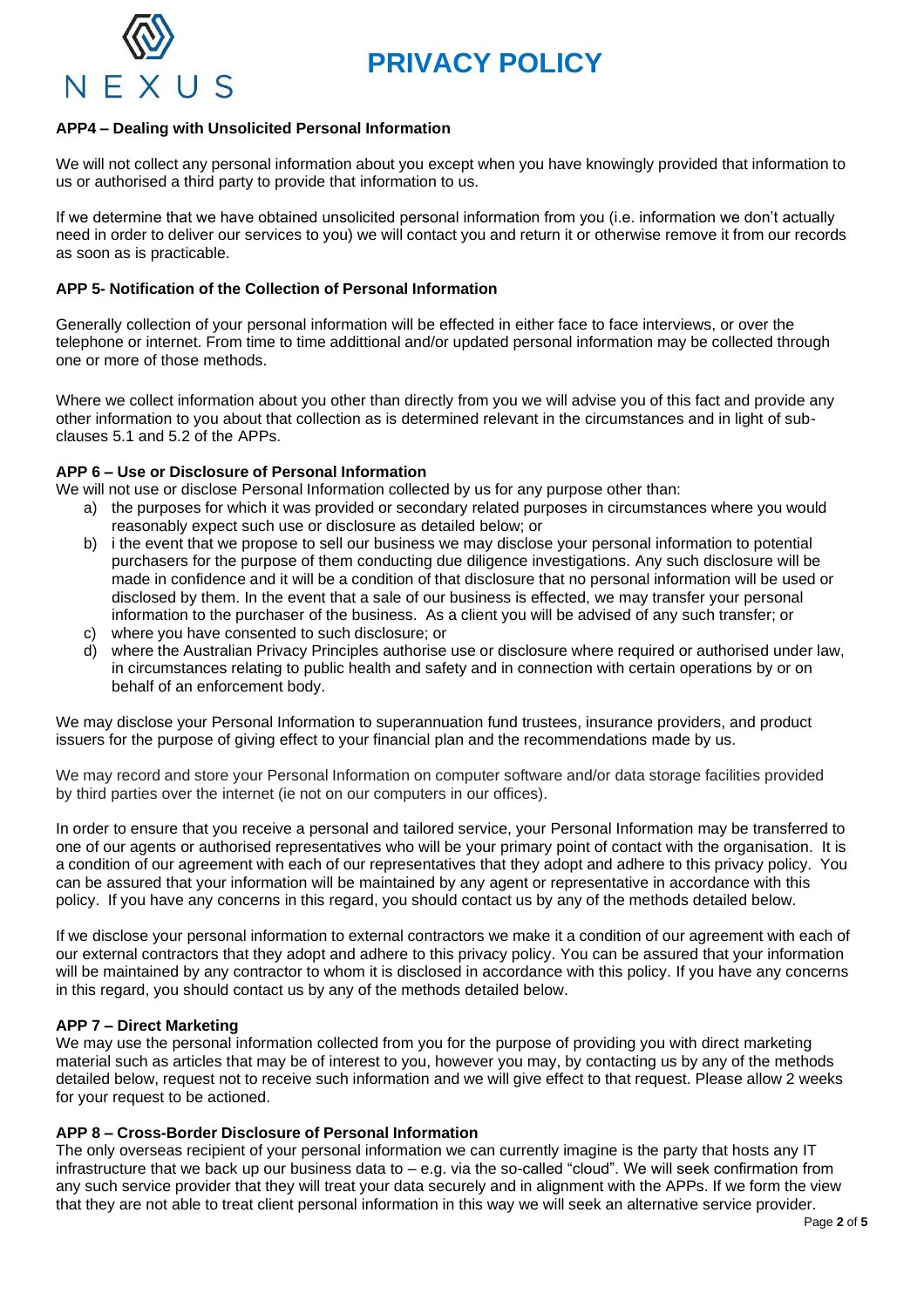# PRIVACY POLICY

### APP4 – Dealing with Unsolicited Personal Information

We will not collect any personal information about you except when you have knowingly provided that information to us or authorised a third party to provide that information to us.

If we determine that we have obtained unsolicited personal information from you (i.e. information we don't actually need in order to deliver our services to you) we will contact you and return it or otherwise remove it from our records as soon as is practicable.

### APP 5- Notification of the Collection of Personal Information

Generally collection of your personal information will be effected in either face to face interviews, or over the telephone or internet. From time to time addittional and/or updated personal information may be collected through one or more of those methods.

Where we collect information about you other than directly from you we will advise you of this fact and provide any other information to you about that collection as is determined relevant in the circumstances and in light of sub-clauses 5.1 and 5.2 of the APPs.

### APP 6 – Use or Disclosure of Personal Information

We will not use or disclose Personal Information collected by us for any purpose other than:

a) the purposes for which it was provided or secondary related purposes in circumstances where you would reasonably expect such use or disclosure as detailed below; or
b) i the event that we propose to sell our business we may disclose your personal information to potential purchasers for the purpose of them conducting due diligence investigations. Any such disclosure will be made in confidence and it will be a condition of that disclosure that no personal information will be used or disclosed by them. In the event that a sale of our business is effected, we may transfer your personal information to the purchaser of the business. As a client you will be advised of any such transfer; or
c) where you have consented to such disclosure; or
d) where the Australian Privacy Principles authorise use or disclosure where required or authorised under law, in circumstances relating to public health and safety and in connection with certain operations by or on behalf of an enforcement body.

We may disclose your Personal Information to superannuation fund trustees, insurance providers, and product issuers for the purpose of giving effect to your financial plan and the recommendations made by us.

We may record and store your Personal Information on computer software and/or data storage facilities provided by third parties over the internet (ie not on our computers in our offices).

In order to ensure that you receive a personal and tailored service, your Personal Information may be transferred to one of our agents or authorised representatives who will be your primary point of contact with the organisation. It is a condition of our agreement with each of our representatives that they adopt and adhere to this privacy policy. You can be assured that your information will be maintained by any agent or representative in accordance with this policy. If you have any concerns in this regard, you should contact us by any of the methods detailed below.

If we disclose your personal information to external contractors we make it a condition of our agreement with each of our external contractors that they adopt and adhere to this privacy policy. You can be assured that your information will be maintained by any contractor to whom it is disclosed in accordance with this policy. If you have any concerns in this regard, you should contact us by any of the methods detailed below.

### APP 7 – Direct Marketing

We may use the personal information collected from you for the purpose of providing you with direct marketing material such as articles that may be of interest to you, however you may, by contacting us by any of the methods detailed below, request not to receive such information and we will give effect to that request. Please allow 2 weeks for your request to be actioned.

### APP 8 – Cross-Border Disclosure of Personal Information

The only overseas recipient of your personal information we can currently imagine is the party that hosts any IT infrastructure that we back up our business data to – e.g. via the so-called "cloud". We will seek confirmation from any such service provider that they will treat your data securely and in alignment with the APPs. If we form the view that they are not able to treat client personal information in this way we will seek an alternative service provider.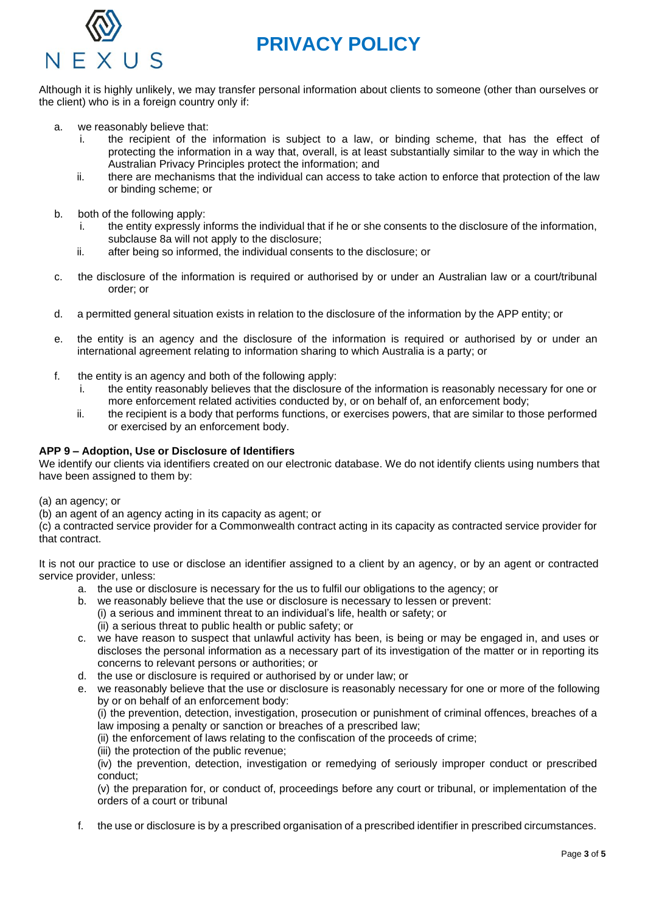Although it is highly unlikely, we may transfer personal information about clients to someone (other than ourselves or the client) who is in a foreign country only if:

a. we reasonably believe that:
   i. the recipient of the information is subject to a law, or binding scheme, that has the effect of protecting the information in a way that, overall, is at least substantially similar to the way in which the Australian Privacy Principles protect the information; and
   ii. there are mechanisms that the individual can access to take action to enforce that protection of the law or binding scheme; or

b. both of the following apply:
   i. the entity expressly informs the individual that if he or she consents to the disclosure of the information, subclause 8a will not apply to the disclosure;
   ii. after being so informed, the individual consents to the disclosure; or

c. the disclosure of the information is required or authorised by or under an Australian law or a court/tribunal order; or

d. a permitted general situation exists in relation to the disclosure of the information by the APP entity; or

e. the entity is an agency and the disclosure of the information is required or authorised by or under an international agreement relating to information sharing to which Australia is a party; or

f. the entity is an agency and both of the following apply:
   i. the entity reasonably believes that the disclosure of the information is reasonably necessary for one or more enforcement related activities conducted by, or on behalf of, an enforcement body;
   ii. the recipient is a body that performs functions, or exercises powers, that are similar to those performed or exercised by an enforcement body.

**APP 9 – Adoption, Use or Disclosure of Identifiers**

We identify our clients via identifiers created on our electronic database. We do not identify clients using numbers that have been assigned to them by:

(a) an agency; or
(b) an agent of an agency acting in its capacity as agent; or
(c) a contracted service provider for a Commonwealth contract acting in its capacity as contracted service provider for that contract.

It is not our practice to use or disclose an identifier assigned to a client by an agency, or by an agent or contracted service provider, unless:

a. the use or disclosure is necessary for the us to fulfil our obligations to the agency; or
b. we reasonably believe that the use or disclosure is necessary to lessen or prevent:
   (i) a serious and imminent threat to an individual's life, health or safety; or
   (ii) a serious threat to public health or public safety; or
c. we have reason to suspect that unlawful activity has been, is being or may be engaged in, and uses or discloses the personal information as a necessary part of its investigation of the matter or in reporting its concerns to relevant persons or authorities; or
d. the use or disclosure is required or authorised by or under law; or
e. we reasonably believe that the use or disclosure is reasonably necessary for one or more of the following by or on behalf of an enforcement body:
   (i) the prevention, detection, investigation, prosecution or punishment of criminal offences, breaches of a law imposing a penalty or sanction or breaches of a prescribed law;
   (ii) the enforcement of laws relating to the confiscation of the proceeds of crime;
   (iii) the protection of the public revenue;
   (iv) the prevention, detection, investigation or remedying of seriously improper conduct or prescribed conduct;
   (v) the preparation for, or conduct of, proceedings before any court or tribunal, or implementation of the orders of a court or tribunal
f. the use or disclosure is by a prescribed organisation of a prescribed identifier in prescribed circumstances.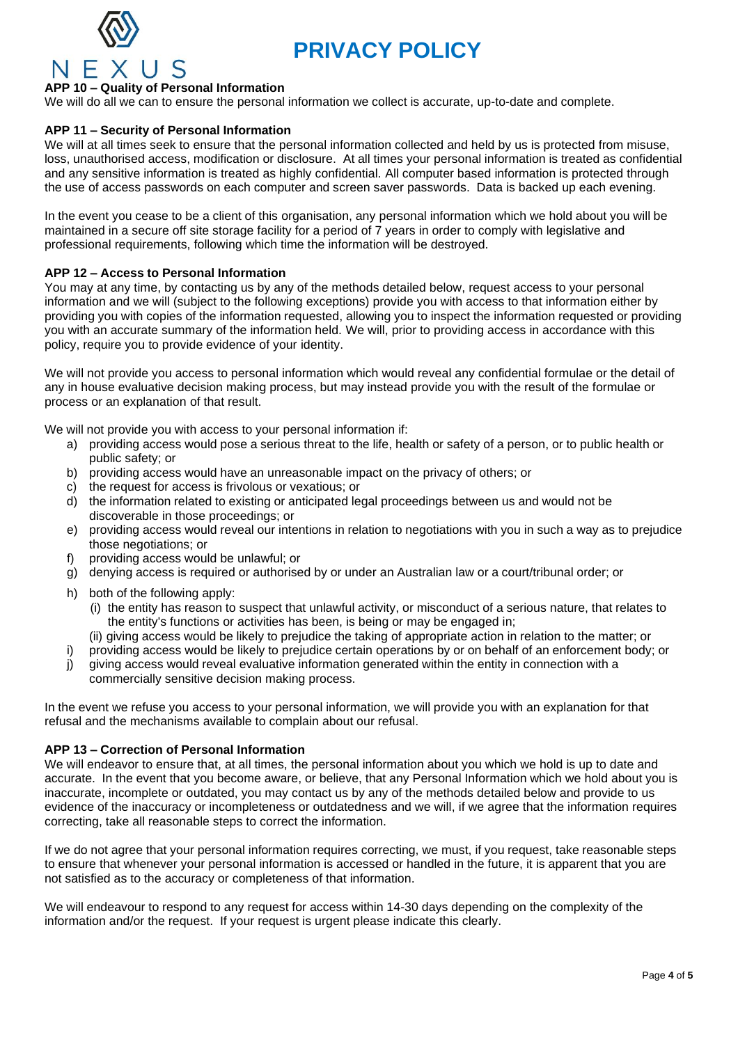#### APP 10 – Quality of Personal Information

We will do all we can to ensure the personal information we collect is accurate, up-to-date and complete.

#### APP 11 – Security of Personal Information

We will at all times seek to ensure that the personal information collected and held by us is protected from misuse, loss, unauthorised access, modification or disclosure. At all times your personal information is treated as confidential and any sensitive information is treated as highly confidential. All computer based information is protected through the use of access passwords on each computer and screen saver passwords. Data is backed up each evening.

In the event you cease to be a client of this organisation, any personal information which we hold about you will be maintained in a secure off site storage facility for a period of 7 years in order to comply with legislative and professional requirements, following which time the information will be destroyed.

#### APP 12 – Access to Personal Information

You may at any time, by contacting us by any of the methods detailed below, request access to your personal information and we will (subject to the following exceptions) provide you with access to that information either by providing you with copies of the information requested, allowing you to inspect the information requested or providing you with an accurate summary of the information held. We will, prior to providing access in accordance with this policy, require you to provide evidence of your identity.

We will not provide you access to personal information which would reveal any confidential formulae or the detail of any in house evaluative decision making process, but may instead provide you with the result of the formulae or process or an explanation of that result.

We will not provide you with access to your personal information if:

a) providing access would pose a serious threat to the life, health or safety of a person, or to public health or public safety; or
b) providing access would have an unreasonable impact on the privacy of others; or
c) the request for access is frivolous or vexatious; or
d) the information related to existing or anticipated legal proceedings between us and would not be discoverable in those proceedings; or
e) providing access would reveal our intentions in relation to negotiations with you in such a way as to prejudice those negotiations; or
f) providing access would be unlawful; or
g) denying access is required or authorised by or under an Australian law or a court/tribunal order; or
h) both of the following apply:
   (i) the entity has reason to suspect that unlawful activity, or misconduct of a serious nature, that relates to the entity's functions or activities has been, is being or may be engaged in;
   (ii) giving access would be likely to prejudice the taking of appropriate action in relation to the matter; or
i) providing access would be likely to prejudice certain operations by or on behalf of an enforcement body; or
j) giving access would reveal evaluative information generated within the entity in connection with a commercially sensitive decision making process.

In the event we refuse you access to your personal information, we will provide you with an explanation for that refusal and the mechanisms available to complain about our refusal.

#### APP 13 – Correction of Personal Information

We will endeavor to ensure that, at all times, the personal information about you which we hold is up to date and accurate. In the event that you become aware, or believe, that any Personal Information which we hold about you is inaccurate, incomplete or outdated, you may contact us by any of the methods detailed below and provide to us evidence of the inaccuracy or incompleteness or outdatedness and we will, if we agree that the information requires correcting, take all reasonable steps to correct the information.

If we do not agree that your personal information requires correcting, we must, if you request, take reasonable steps to ensure that whenever your personal information is accessed or handled in the future, it is apparent that you are not satisfied as to the accuracy or completeness of that information.

We will endeavour to respond to any request for access within 14-30 days depending on the complexity of the information and/or the request. If your request is urgent please indicate this clearly.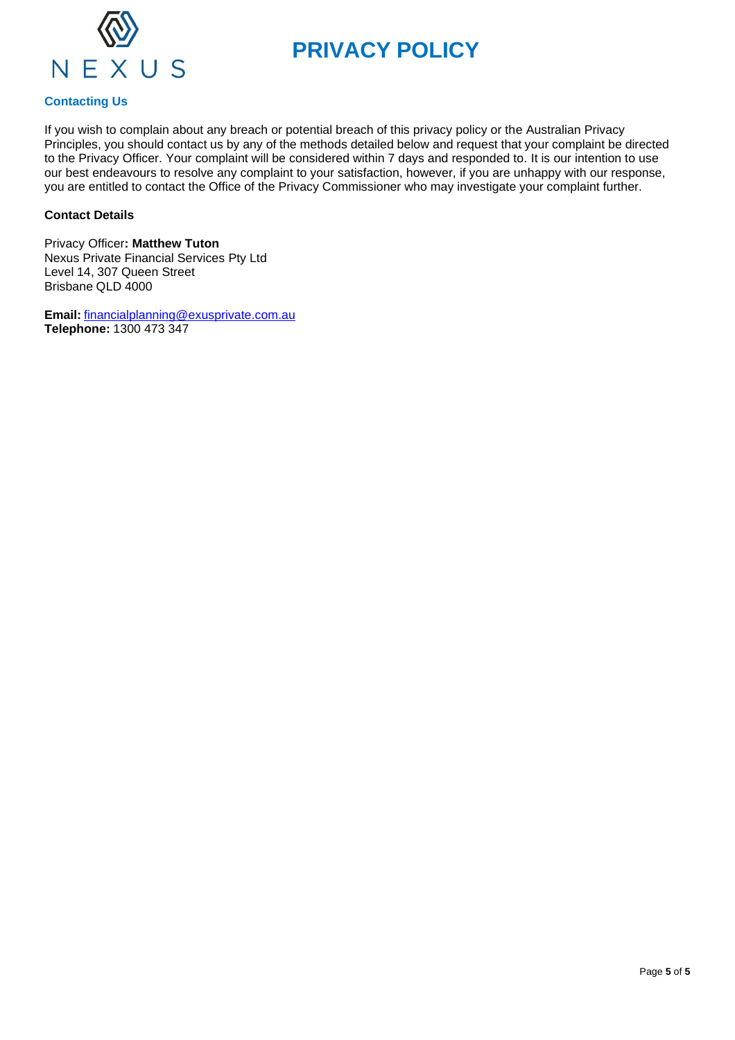## Contacting Us

If you wish to complain about any breach or potential breach of this privacy policy or the Australian Privacy Principles, you should contact us by any of the methods detailed below and request that your complaint be directed to the Privacy Officer. Your complaint will be considered within 7 days and responded to. It is our intention to use our best endeavours to resolve any complaint to your satisfaction, however, if you are unhappy with our response, you are entitled to contact the Office of the Privacy Commissioner who may investigate your complaint further.

**Contact Details**

Privacy Officer**: Matthew Tuton**
Nexus Private Financial Services Pty Ltd
Level 14, 307 Queen Street
Brisbane QLD 4000

**Email:** financialplanning@exusprivate.com.au
**Telephone:** 1300 473 347